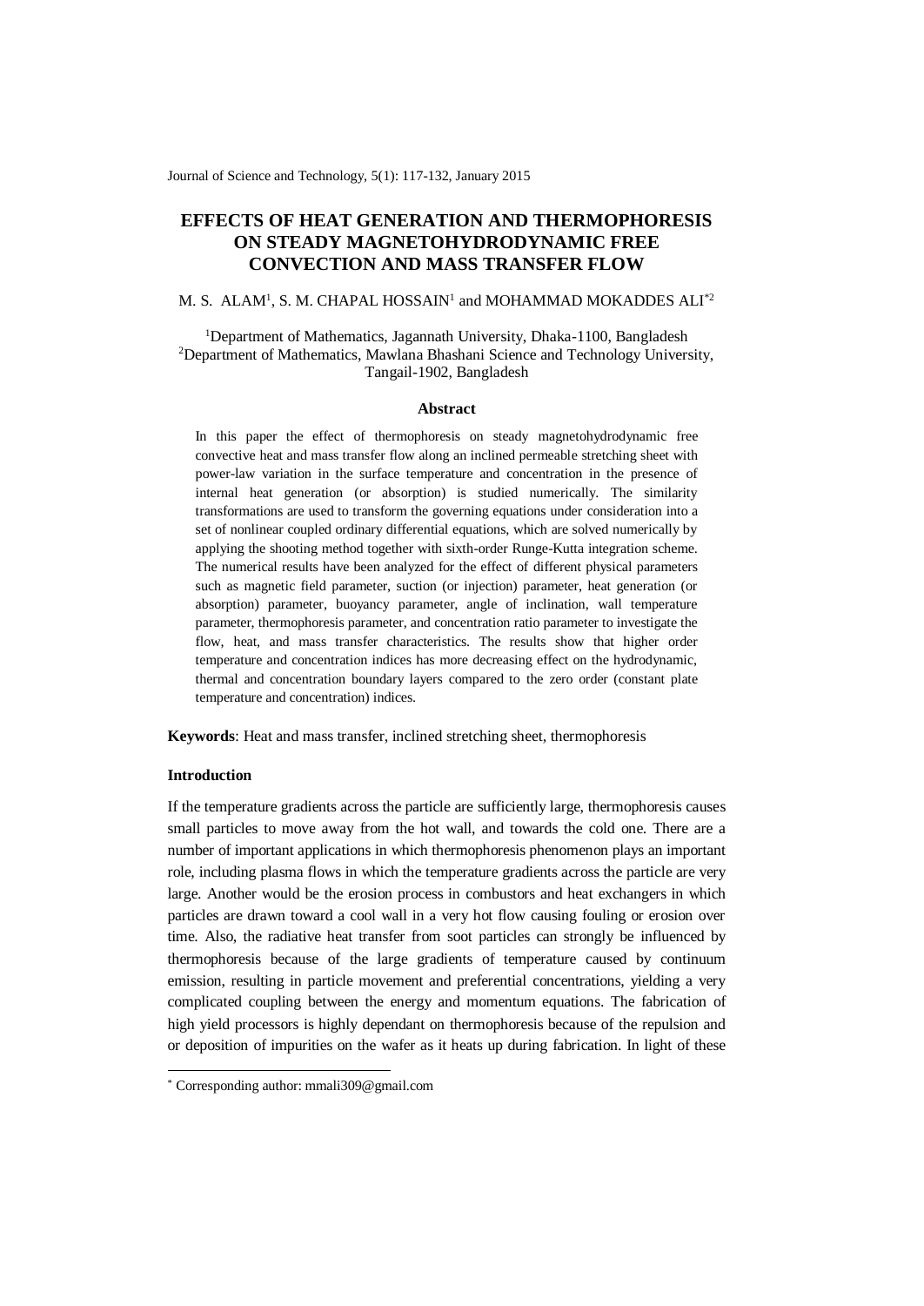# EFFECTS OF HEAT GENERATION AND THERMOPHORESIS ON STEADY MAGNETOHYDRODYNAMIC FREE CONVECTION AND MASS TRANSFER FLOW

M. S. ALAM[1], S. M. CHAPAL HOSSAIN[1] and MOHAMMAD MOKADDES ALI[*2]

[1]Department of Mathematics, Jagannath University, Dhaka-1100, Bangladesh
[2]Department of Mathematics, Mawlana Bhashani Science and Technology University, Tangail-1902, Bangladesh

### Abstract

In this paper the effect of thermophoresis on steady magnetohydrodynamic free convective heat and mass transfer flow along an inclined permeable stretching sheet with power-law variation in the surface temperature and concentration in the presence of internal heat generation (or absorption) is studied numerically. The similarity transformations are used to transform the governing equations under consideration into a set of nonlinear coupled ordinary differential equations, which are solved numerically by applying the shooting method together with sixth-order Runge-Kutta integration scheme. The numerical results have been analyzed for the effect of different physical parameters such as magnetic field parameter, suction (or injection) parameter, heat generation (or absorption) parameter, buoyancy parameter, angle of inclination, wall temperature parameter, thermophoresis parameter, and concentration ratio parameter to investigate the flow, heat, and mass transfer characteristics. The results show that higher order temperature and concentration indices has more decreasing effect on the hydrodynamic, thermal and concentration boundary layers compared to the zero order (constant plate temperature and concentration) indices.

**Keywords**: Heat and mass transfer, inclined stretching sheet, thermophoresis

### Introduction

If the temperature gradients across the particle are sufficiently large, thermophoresis causes small particles to move away from the hot wall, and towards the cold one. There are a number of important applications in which thermophoresis phenomenon plays an important role, including plasma flows in which the temperature gradients across the particle are very large. Another would be the erosion process in combustors and heat exchangers in which particles are drawn toward a cool wall in a very hot flow causing fouling or erosion over time. Also, the radiative heat transfer from soot particles can strongly be influenced by thermophoresis because of the large gradients of temperature caused by continuum emission, resulting in particle movement and preferential concentrations, yielding a very complicated coupling between the energy and momentum equations. The fabrication of high yield processors is highly dependant on thermophoresis because of the repulsion and or deposition of impurities on the wafer as it heats up during fabrication. In light of these

[*] Corresponding author: mmali309@gmail.com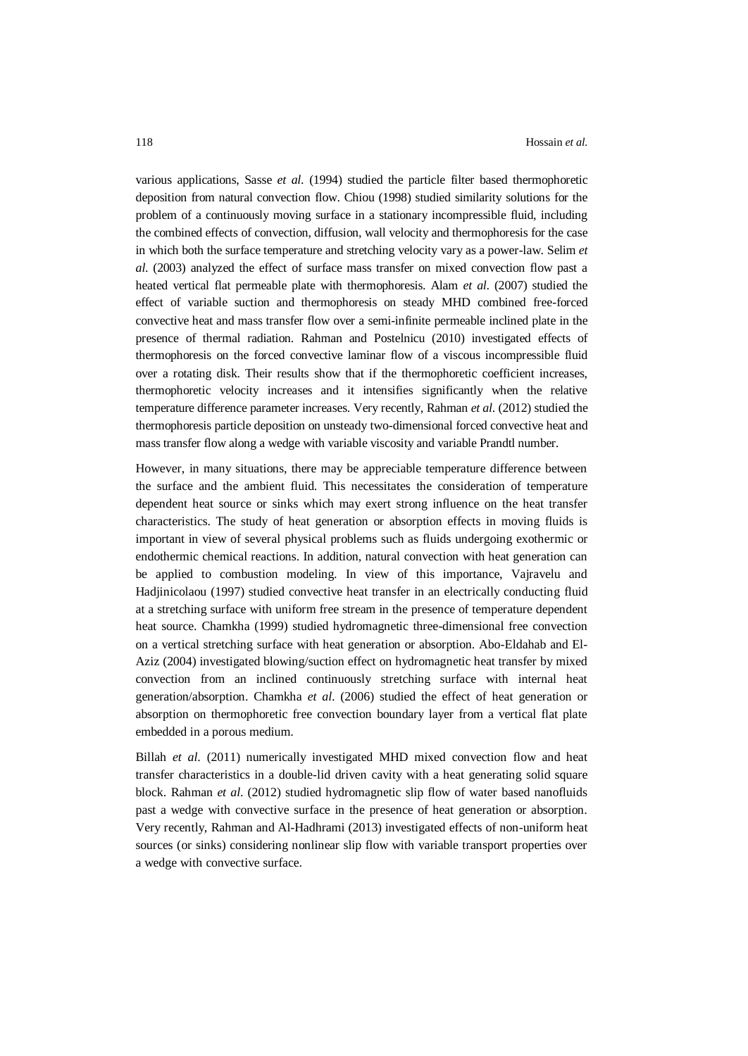various applications, Sasse *et al.* (1994) studied the particle filter based thermophoretic deposition from natural convection flow. Chiou (1998) studied similarity solutions for the problem of a continuously moving surface in a stationary incompressible fluid, including the combined effects of convection, diffusion, wall velocity and thermophoresis for the case in which both the surface temperature and stretching velocity vary as a power-law. Selim *et al.* (2003) analyzed the effect of surface mass transfer on mixed convection flow past a heated vertical flat permeable plate with thermophoresis. Alam *et al.* (2007) studied the effect of variable suction and thermophoresis on steady MHD combined free-forced convective heat and mass transfer flow over a semi-infinite permeable inclined plate in the presence of thermal radiation. Rahman and Postelnicu (2010) investigated effects of thermophoresis on the forced convective laminar flow of a viscous incompressible fluid over a rotating disk. Their results show that if the thermophoretic coefficient increases, thermophoretic velocity increases and it intensifies significantly when the relative temperature difference parameter increases. Very recently, Rahman *et al.* (2012) studied the thermophoresis particle deposition on unsteady two-dimensional forced convective heat and mass transfer flow along a wedge with variable viscosity and variable Prandtl number.

However, in many situations, there may be appreciable temperature difference between the surface and the ambient fluid. This necessitates the consideration of temperature dependent heat source or sinks which may exert strong influence on the heat transfer characteristics. The study of heat generation or absorption effects in moving fluids is important in view of several physical problems such as fluids undergoing exothermic or endothermic chemical reactions. In addition, natural convection with heat generation can be applied to combustion modeling. In view of this importance, Vajravelu and Hadjinicolaou (1997) studied convective heat transfer in an electrically conducting fluid at a stretching surface with uniform free stream in the presence of temperature dependent heat source. Chamkha (1999) studied hydromagnetic three-dimensional free convection on a vertical stretching surface with heat generation or absorption. Abo-Eldahab and El-Aziz (2004) investigated blowing/suction effect on hydromagnetic heat transfer by mixed convection from an inclined continuously stretching surface with internal heat generation/absorption. Chamkha *et al.* (2006) studied the effect of heat generation or absorption on thermophoretic free convection boundary layer from a vertical flat plate embedded in a porous medium.

Billah *et al.* (2011) numerically investigated MHD mixed convection flow and heat transfer characteristics in a double-lid driven cavity with a heat generating solid square block. Rahman *et al.* (2012) studied hydromagnetic slip flow of water based nanofluids past a wedge with convective surface in the presence of heat generation or absorption. Very recently, Rahman and Al-Hadhrami (2013) investigated effects of non-uniform heat sources (or sinks) considering nonlinear slip flow with variable transport properties over a wedge with convective surface.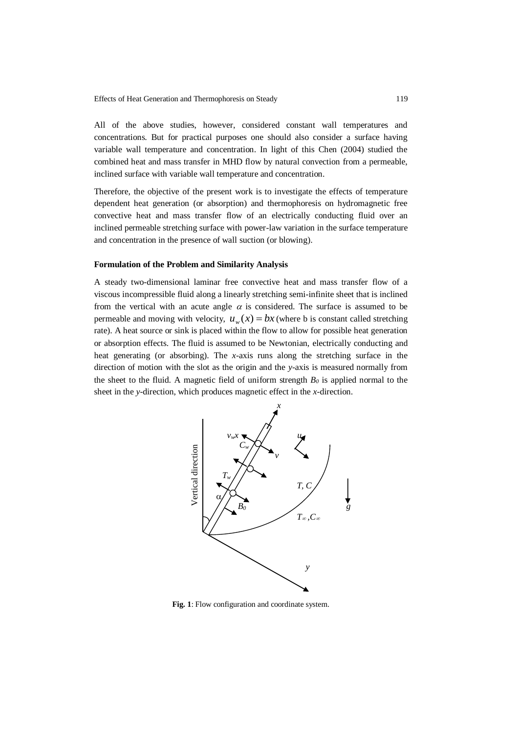All of the above studies, however, considered constant wall temperatures and concentrations. But for practical purposes one should also consider a surface having variable wall temperature and concentration. In light of this Chen (2004) studied the combined heat and mass transfer in MHD flow by natural convection from a permeable, inclined surface with variable wall temperature and concentration.

Therefore, the objective of the present work is to investigate the effects of temperature dependent heat generation (or absorption) and thermophoresis on hydromagnetic free convective heat and mass transfer flow of an electrically conducting fluid over an inclined permeable stretching surface with power-law variation in the surface temperature and concentration in the presence of wall suction (or blowing).

**Formulation of the Problem and Similarity Analysis**

A steady two-dimensional laminar free convective heat and mass transfer flow of a viscous incompressible fluid along a linearly stretching semi-infinite sheet that is inclined from the vertical with an acute angle $\alpha$ is considered. The surface is assumed to be permeable and moving with velocity, $u_w(x) = bx$ (where b is constant called stretching rate). A heat source or sink is placed within the flow to allow for possible heat generation or absorption effects. The fluid is assumed to be Newtonian, electrically conducting and heat generating (or absorbing). The *x*-axis runs along the stretching surface in the direction of motion with the slot as the origin and the *y*-axis is measured normally from the sheet to the fluid. A magnetic field of uniform strength $B_0$ is applied normal to the sheet in the *y*-direction, which produces magnetic effect in the *x*-direction.

**Fig. 1**: Flow configuration and coordinate system.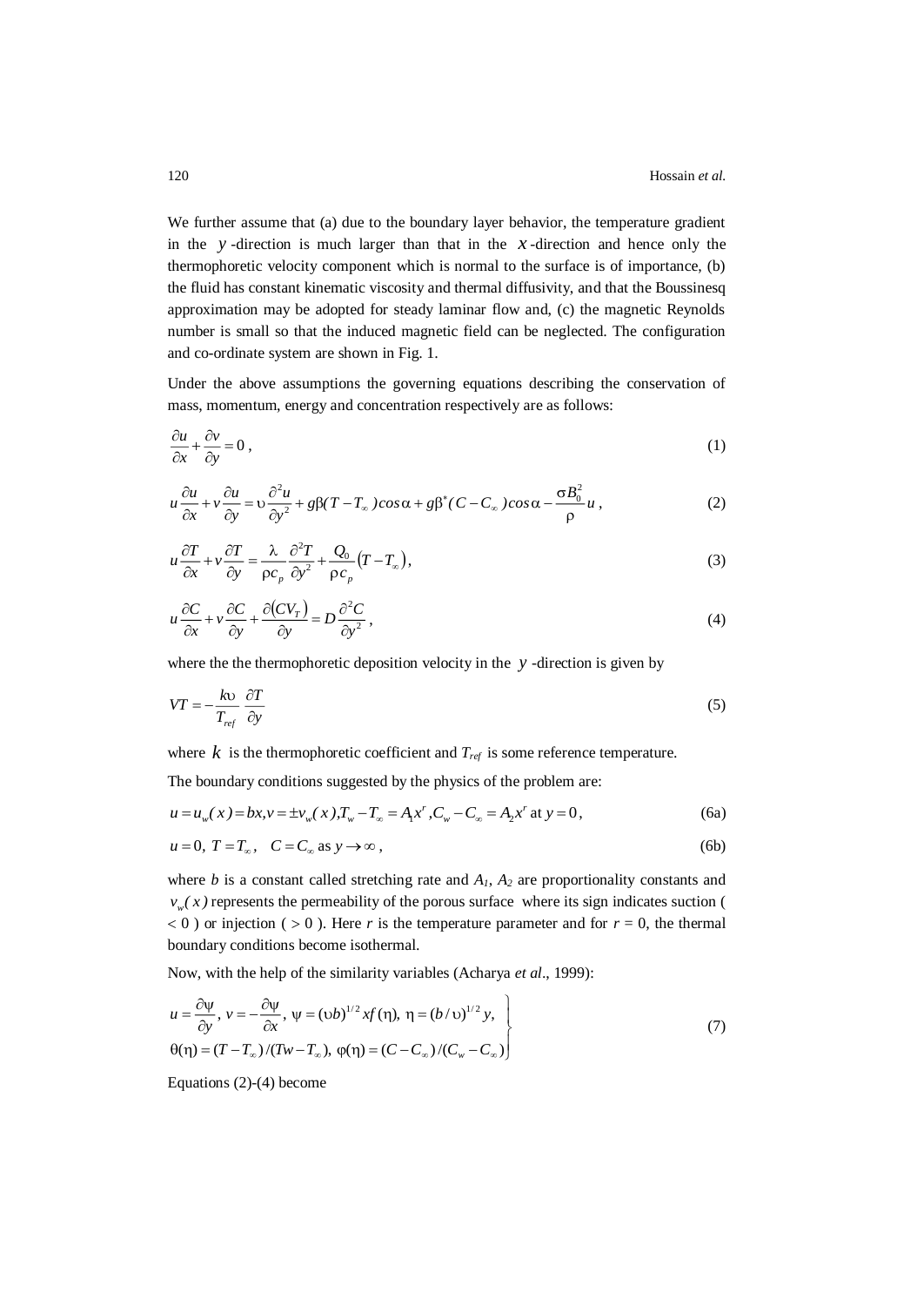We further assume that (a) due to the boundary layer behavior, the temperature gradient in the $y$-direction is much larger than that in the $x$-direction and hence only the thermophoretic velocity component which is normal to the surface is of importance, (b) the fluid has constant kinematic viscosity and thermal diffusivity, and that the Boussinesq approximation may be adopted for steady laminar flow and, (c) the magnetic Reynolds number is small so that the induced magnetic field can be neglected. The configuration and co-ordinate system are shown in Fig. 1.

Under the above assumptions the governing equations describing the conservation of mass, momentum, energy and concentration respectively are as follows:

$$\frac{\partial u}{\partial x}+\frac{\partial v}{\partial y}=0\,, \tag{1}$$

$$u\frac{\partial u}{\partial x}+v\frac{\partial u}{\partial y}=\upsilon\frac{\partial^2 u}{\partial y^2}+g\beta(T-T_\infty)\cos\alpha+g\beta^*(C-C_\infty)\cos\alpha-\frac{\sigma B_0^2}{\rho}u\,, \tag{2}$$

$$u\frac{\partial T}{\partial x}+v\frac{\partial T}{\partial y}=\frac{\lambda}{\rho c_p}\frac{\partial^2 T}{\partial y^2}+\frac{Q_0}{\rho c_p}\left(T-T_\infty\right), \tag{3}$$

$$u\frac{\partial C}{\partial x}+v\frac{\partial C}{\partial y}+\frac{\partial\left(CV_T\right)}{\partial y}=D\frac{\partial^2 C}{\partial y^2}\,, \tag{4}$$

where the the thermophoretic deposition velocity in the $y$-direction is given by

$$VT=-\frac{k\upsilon}{T_{ref}}\frac{\partial T}{\partial y} \tag{5}$$

where $k$ is the thermophoretic coefficient and $T_{ref}$ is some reference temperature.

The boundary conditions suggested by the physics of the problem are:

$$u=u_w(x)=bx, v=\pm v_w(x), T_w-T_\infty=A_1x^r, C_w-C_\infty=A_2x^r \text{ at } y=0\,, \tag{6a}$$

$$u=0,\; T=T_\infty,\quad C=C_\infty \text{ as } y\to\infty\,, \tag{6b}$$

where $b$ is a constant called stretching rate and $A_1$, $A_2$ are proportionality constants and $v_w(x)$ represents the permeability of the porous surface where its sign indicates suction ( $<0$ ) or injection ( $>0$ ). Here $r$ is the temperature parameter and for $r = 0$, the thermal boundary conditions become isothermal.

Now, with the help of the similarity variables (Acharya *et al*., 1999):

$$\left.\begin{aligned} &u=\frac{\partial\psi}{\partial y},\; v=-\frac{\partial\psi}{\partial x},\; \psi=(\upsilon b)^{1/2}xf(\eta),\; \eta=(b/\upsilon)^{1/2}y,\\ &\theta(\eta)=(T-T_\infty)/(Tw-T_\infty),\; \varphi(\eta)=(C-C_\infty)/(C_w-C_\infty)\end{aligned}\right\} \tag{7}$$

Equations (2)-(4) become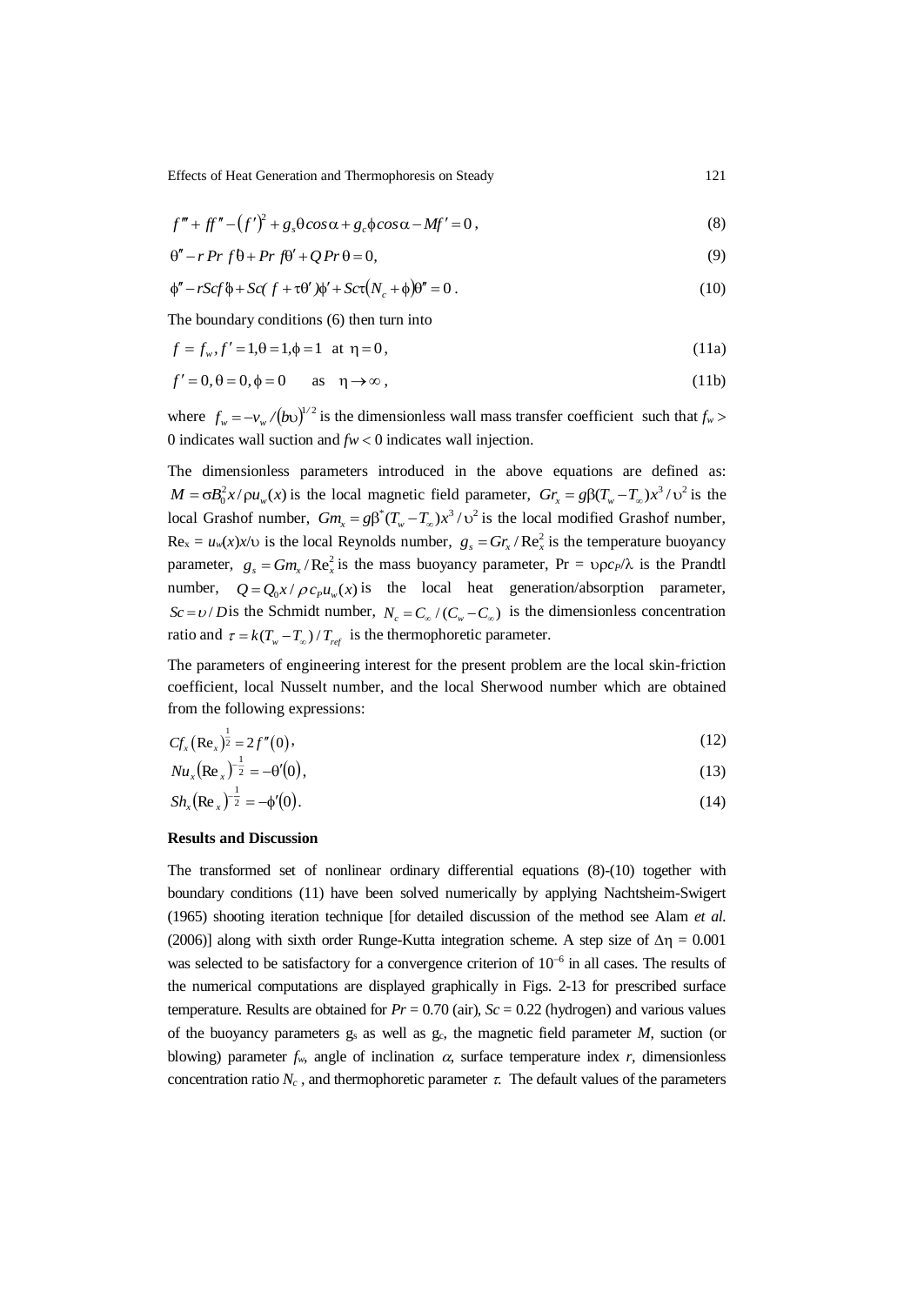$$f''' + ff'' - (f')^2 + g_s\theta\cos\alpha + g_c\phi\cos\alpha - Mf' = 0\,, \tag{8}$$

$$\theta'' - r\,Pr\,f'\theta + Pr\,f\theta' + Q\,Pr\,\theta = 0, \tag{9}$$

$$\phi'' - rScf'\phi + Sc(\,f + \tau\theta')\phi' + Sc\tau(N_c + \phi)\theta'' = 0\,. \tag{10}$$

The boundary conditions (6) then turn into

$$f = f_w, f' = 1, \theta = 1, \phi = 1 \quad \text{at} \quad \eta = 0\,, \tag{11a}$$

$$f' = 0, \theta = 0, \phi = 0 \qquad \text{as} \quad \eta \to \infty\,, \tag{11b}$$

where $f_w = -v_w/(b\upsilon)^{1/2}$ is the dimensionless wall mass transfer coefficient such that $f_w > 0$ indicates wall suction and $fw < 0$ indicates wall injection.

The dimensionless parameters introduced in the above equations are defined as: $M = \sigma B_0^2 x/\rho u_w(x)$ is the local magnetic field parameter, $Gr_x = g\beta(T_w - T_\infty)x^3/\upsilon^2$ is the local Grashof number, $Gm_x = g\beta^*(T_w - T_\infty)x^3/\upsilon^2$ is the local modified Grashof number, $\mathrm{Re}_x = u_w(x)x/\upsilon$ is the local Reynolds number, $g_s = Gr_x/\mathrm{Re}_x^2$ is the temperature buoyancy parameter, $g_s = Gm_x/\mathrm{Re}_x^2$ is the mass buoyancy parameter, $\mathrm{Pr} = \upsilon\rho c_P/\lambda$ is the Prandtl number, $Q = Q_0 x/\rho\, c_P u_w(x)$ is the local heat generation/absorption parameter, $Sc = \upsilon/D$ is the Schmidt number, $N_c = C_\infty/(C_w - C_\infty)$ is the dimensionless concentration ratio and $\tau = k(T_w - T_\infty)/T_{ref}$ is the thermophoretic parameter.

The parameters of engineering interest for the present problem are the local skin-friction coefficient, local Nusselt number, and the local Sherwood number which are obtained from the following expressions:

$$Cf_x(\mathrm{Re}_x)^{\frac{1}{2}} = 2f''(0), \tag{12}$$

$$Nu_x(\mathrm{Re}_x)^{-\frac{1}{2}} = -\theta'(0), \tag{13}$$

$$Sh_x(\mathrm{Re}_x)^{-\frac{1}{2}} = -\phi'(0). \tag{14}$$

## Results and Discussion

The transformed set of nonlinear ordinary differential equations (8)-(10) together with boundary conditions (11) have been solved numerically by applying Nachtsheim-Swigert (1965) shooting iteration technique [for detailed discussion of the method see Alam *et al.* (2006)] along with sixth order Runge-Kutta integration scheme. A step size of $\Delta\eta = 0.001$ was selected to be satisfactory for a convergence criterion of $10^{-6}$ in all cases. The results of the numerical computations are displayed graphically in Figs. 2-13 for prescribed surface temperature. Results are obtained for $Pr = 0.70$ (air), $Sc = 0.22$ (hydrogen) and various values of the buoyancy parameters $g_s$ as well as $g_c$, the magnetic field parameter $M$, suction (or blowing) parameter $f_w$, angle of inclination $\alpha$, surface temperature index $r$, dimensionless concentration ratio $N_c$, and thermophoretic parameter $\tau$. The default values of the parameters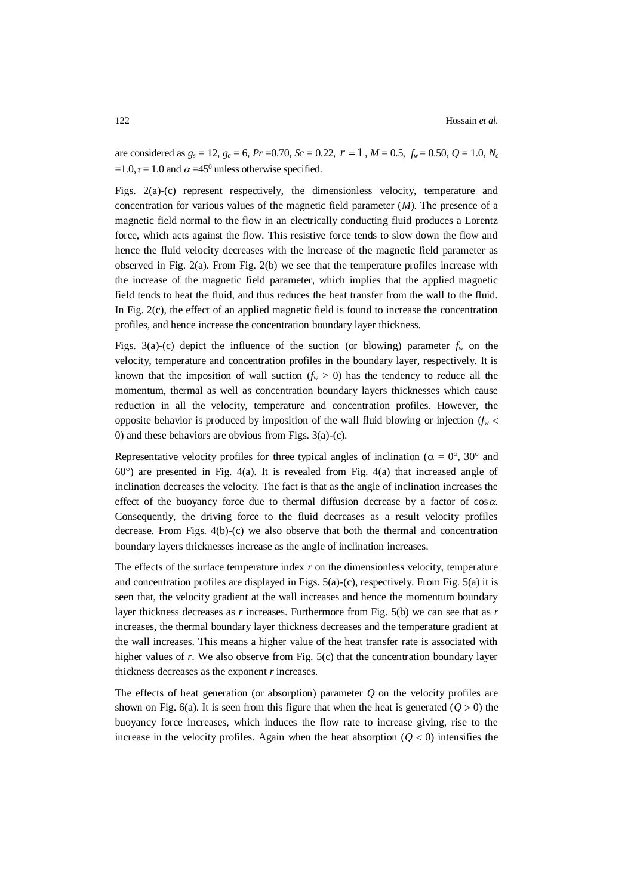are considered as $g_s = 12$, $g_c = 6$, $Pr = 0.70$, $Sc = 0.22$, $r = 1$, $M = 0.5$, $f_w = 0.50$, $Q = 1.0$, $N_c = 1.0$, $\tau = 1.0$ and $\alpha = 45^0$ unless otherwise specified.

Figs. 2(a)-(c) represent respectively, the dimensionless velocity, temperature and concentration for various values of the magnetic field parameter ($M$). The presence of a magnetic field normal to the flow in an electrically conducting fluid produces a Lorentz force, which acts against the flow. This resistive force tends to slow down the flow and hence the fluid velocity decreases with the increase of the magnetic field parameter as observed in Fig. 2(a). From Fig. 2(b) we see that the temperature profiles increase with the increase of the magnetic field parameter, which implies that the applied magnetic field tends to heat the fluid, and thus reduces the heat transfer from the wall to the fluid. In Fig. 2(c), the effect of an applied magnetic field is found to increase the concentration profiles, and hence increase the concentration boundary layer thickness.

Figs. 3(a)-(c) depict the influence of the suction (or blowing) parameter $f_w$ on the velocity, temperature and concentration profiles in the boundary layer, respectively. It is known that the imposition of wall suction ($f_w > 0$) has the tendency to reduce all the momentum, thermal as well as concentration boundary layers thicknesses which cause reduction in all the velocity, temperature and concentration profiles. However, the opposite behavior is produced by imposition of the wall fluid blowing or injection ($f_w < 0$) and these behaviors are obvious from Figs. 3(a)-(c).

Representative velocity profiles for three typical angles of inclination ($\alpha = 0°$, $30°$ and $60°$) are presented in Fig. 4(a). It is revealed from Fig. 4(a) that increased angle of inclination decreases the velocity. The fact is that as the angle of inclination increases the effect of the buoyancy force due to thermal diffusion decrease by a factor of $\cos\alpha$. Consequently, the driving force to the fluid decreases as a result velocity profiles decrease. From Figs. 4(b)-(c) we also observe that both the thermal and concentration boundary layers thicknesses increase as the angle of inclination increases.

The effects of the surface temperature index $r$ on the dimensionless velocity, temperature and concentration profiles are displayed in Figs. 5(a)-(c), respectively. From Fig. 5(a) it is seen that, the velocity gradient at the wall increases and hence the momentum boundary layer thickness decreases as $r$ increases. Furthermore from Fig. 5(b) we can see that as $r$ increases, the thermal boundary layer thickness decreases and the temperature gradient at the wall increases. This means a higher value of the heat transfer rate is associated with higher values of $r$. We also observe from Fig. 5(c) that the concentration boundary layer thickness decreases as the exponent $r$ increases.

The effects of heat generation (or absorption) parameter $Q$ on the velocity profiles are shown on Fig. 6(a). It is seen from this figure that when the heat is generated ($Q > 0$) the buoyancy force increases, which induces the flow rate to increase giving, rise to the increase in the velocity profiles. Again when the heat absorption ($Q < 0$) intensifies the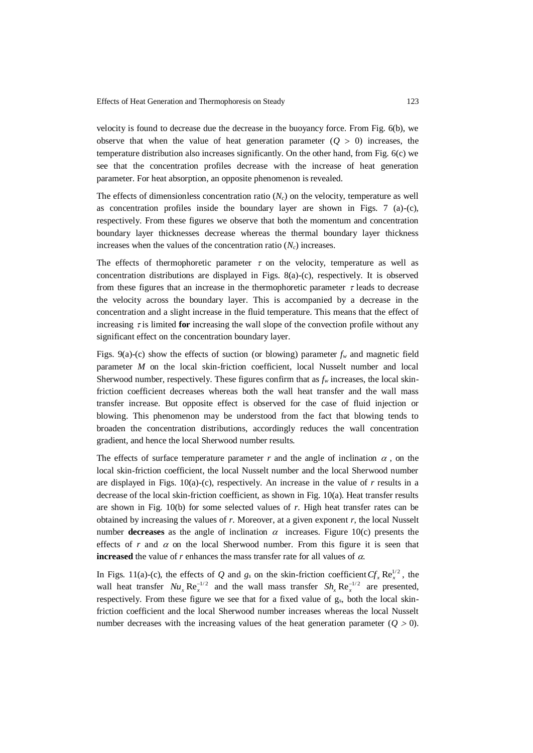velocity is found to decrease due the decrease in the buoyancy force. From Fig. 6(b), we observe that when the value of heat generation parameter ($Q > 0$) increases, the temperature distribution also increases significantly. On the other hand, from Fig. 6(c) we see that the concentration profiles decrease with the increase of heat generation parameter. For heat absorption, an opposite phenomenon is revealed.

The effects of dimensionless concentration ratio ($N_c$) on the velocity, temperature as well as concentration profiles inside the boundary layer are shown in Figs. 7 (a)-(c), respectively. From these figures we observe that both the momentum and concentration boundary layer thicknesses decrease whereas the thermal boundary layer thickness increases when the values of the concentration ratio ($N_c$) increases.

The effects of thermophoretic parameter $\tau$ on the velocity, temperature as well as concentration distributions are displayed in Figs. 8(a)-(c), respectively. It is observed from these figures that an increase in the thermophoretic parameter $\tau$ leads to decrease the velocity across the boundary layer. This is accompanied by a decrease in the concentration and a slight increase in the fluid temperature. This means that the effect of increasing $\tau$ is limited **for** increasing the wall slope of the convection profile without any significant effect on the concentration boundary layer.

Figs. 9(a)-(c) show the effects of suction (or blowing) parameter $f_w$ and magnetic field parameter $M$ on the local skin-friction coefficient, local Nusselt number and local Sherwood number, respectively. These figures confirm that as $f_w$ increases, the local skin-friction coefficient decreases whereas both the wall heat transfer and the wall mass transfer increase. But opposite effect is observed for the case of fluid injection or blowing. This phenomenon may be understood from the fact that blowing tends to broaden the concentration distributions, accordingly reduces the wall concentration gradient, and hence the local Sherwood number results.

The effects of surface temperature parameter $r$ and the angle of inclination $\alpha$, on the local skin-friction coefficient, the local Nusselt number and the local Sherwood number are displayed in Figs. 10(a)-(c), respectively. An increase in the value of $r$ results in a decrease of the local skin-friction coefficient, as shown in Fig. 10(a). Heat transfer results are shown in Fig. 10(b) for some selected values of $r$. High heat transfer rates can be obtained by increasing the values of $r$. Moreover, at a given exponent $r$, the local Nusselt number **decreases** as the angle of inclination $\alpha$ increases. Figure 10(c) presents the effects of $r$ and $\alpha$ on the local Sherwood number. From this figure it is seen that **increased** the value of $r$ enhances the mass transfer rate for all values of $\alpha$.

In Figs. 11(a)-(c), the effects of $Q$ and $g_s$ on the skin-friction coefficient $Cf_x \mathrm{Re}_x^{1/2}$, the wall heat transfer $Nu_x \mathrm{Re}_x^{-1/2}$ and the wall mass transfer $Sh_x \mathrm{Re}_x^{-1/2}$ are presented, respectively. From these figure we see that for a fixed value of $g_s$, both the local skin-friction coefficient and the local Sherwood number increases whereas the local Nusselt number decreases with the increasing values of the heat generation parameter ($Q > 0$).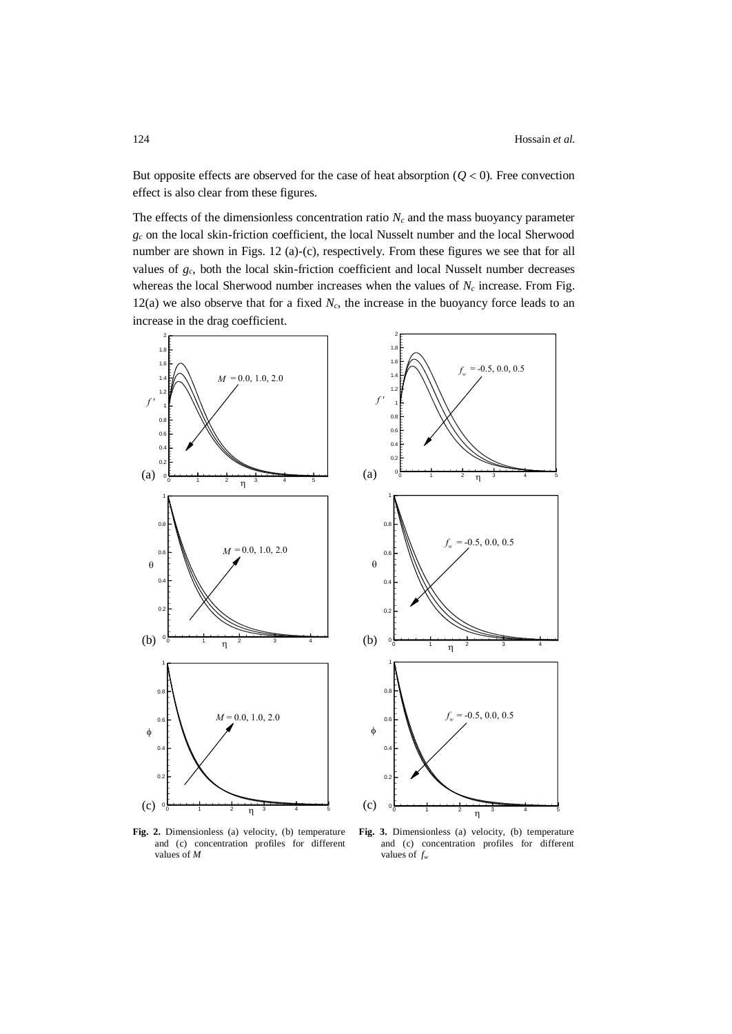But opposite effects are observed for the case of heat absorption ($Q < 0$). Free convection effect is also clear from these figures.

The effects of the dimensionless concentration ratio $N_c$ and the mass buoyancy parameter $g_c$ on the local skin-friction coefficient, the local Nusselt number and the local Sherwood number are shown in Figs. 12 (a)-(c), respectively. From these figures we see that for all values of $g_c$, both the local skin-friction coefficient and local Nusselt number decreases whereas the local Sherwood number increases when the values of $N_c$ increase. From Fig. 12(a) we also observe that for a fixed $N_c$, the increase in the buoyancy force leads to an increase in the drag coefficient.

**Fig. 2.** Dimensionless (a) velocity, (b) temperature and (c) concentration profiles for different values of $M$

**Fig. 3.** Dimensionless (a) velocity, (b) temperature and (c) concentration profiles for different values of $f_w$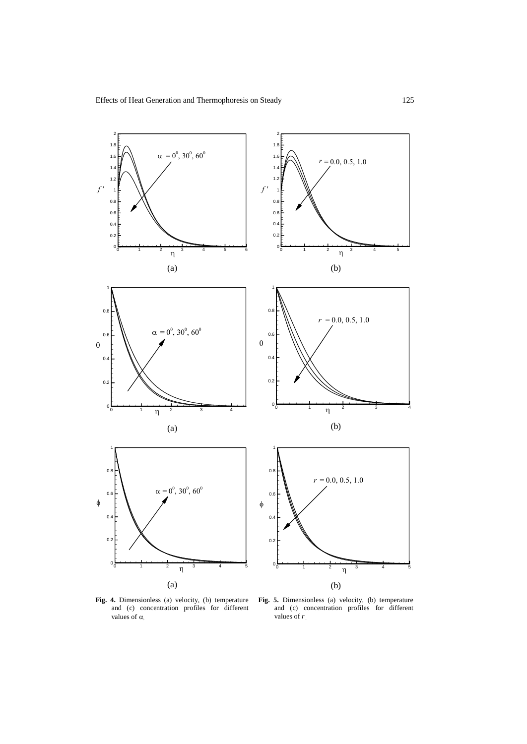**Fig. 4.** Dimensionless (a) velocity, (b) temperature and (c) concentration profiles for different values of $\alpha$.

**Fig. 5.** Dimensionless (a) velocity, (b) temperature and (c) concentration profiles for different values of $r$.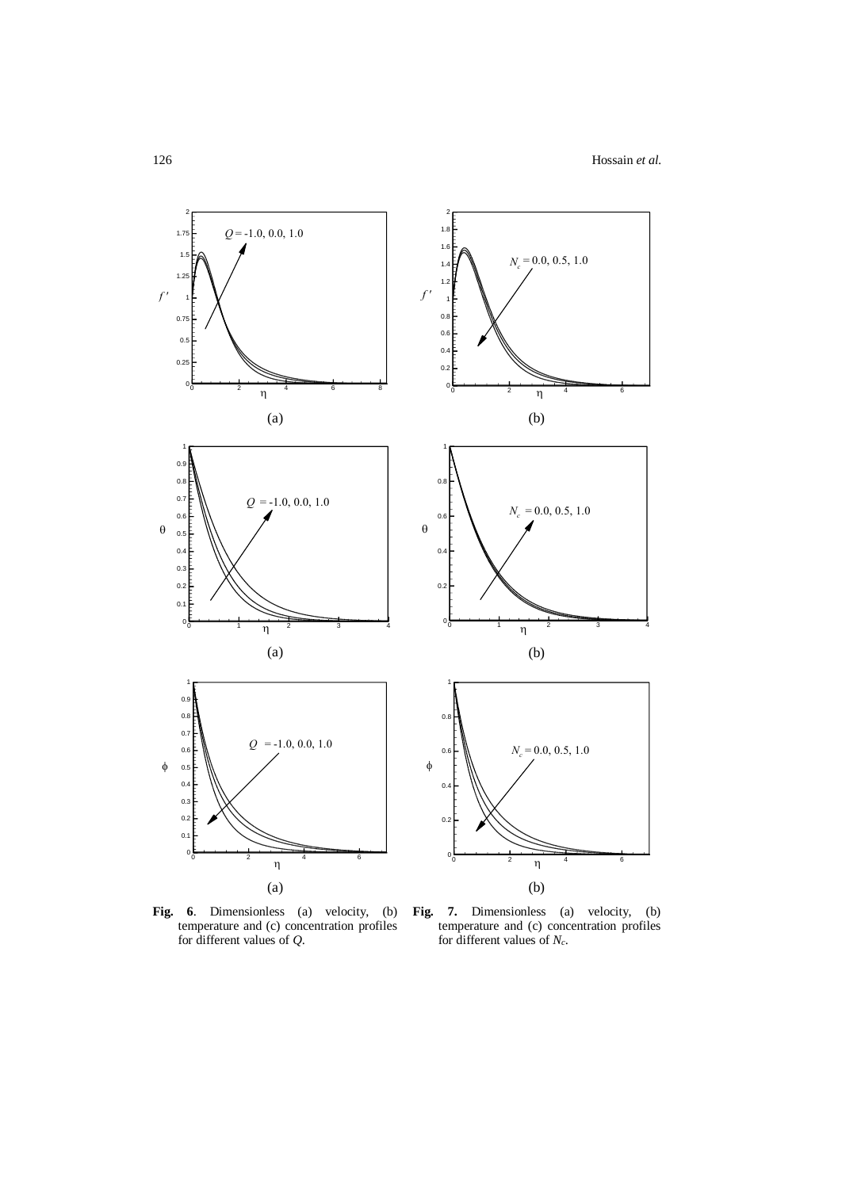**Fig. 6**. Dimensionless (a) velocity, (b) temperature and (c) concentration profiles for different values of $Q$.

**Fig. 7.** Dimensionless (a) velocity, (b) temperature and (c) concentration profiles for different values of $N_c$.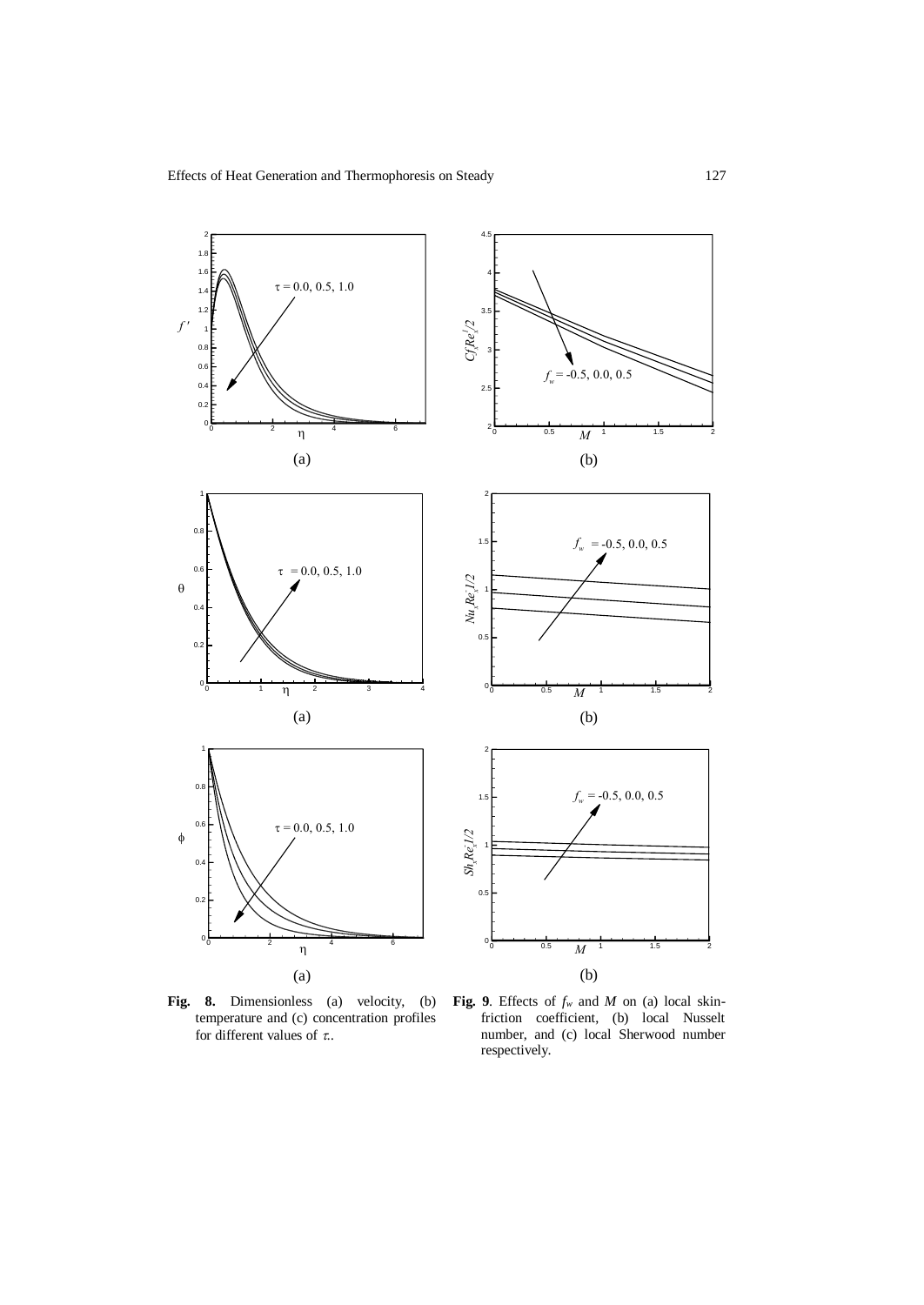**Fig. 8.** Dimensionless (a) velocity, (b) temperature and (c) concentration profiles for different values of $\tau$..

**Fig. 9**. Effects of $f_w$ and $M$ on (a) local skin-friction coefficient, (b) local Nusselt number, and (c) local Sherwood number respectively.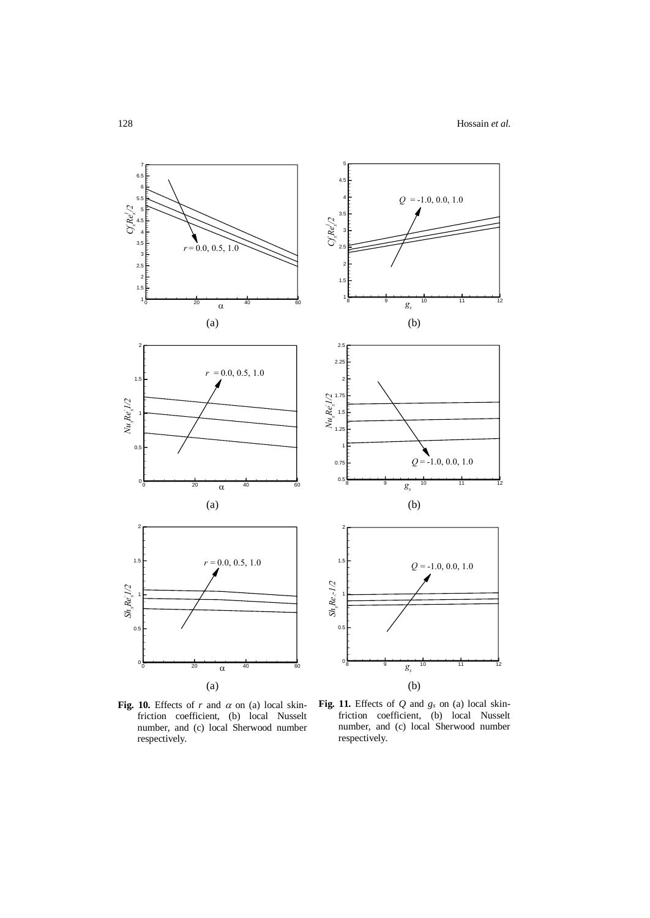**Fig. 10.** Effects of $r$ and $\alpha$ on (a) local skin-friction coefficient, (b) local Nusselt number, and (c) local Sherwood number respectively.

**Fig. 11.** Effects of $Q$ and $g_s$ on (a) local skin-friction coefficient, (b) local Nusselt number, and (c) local Sherwood number respectively.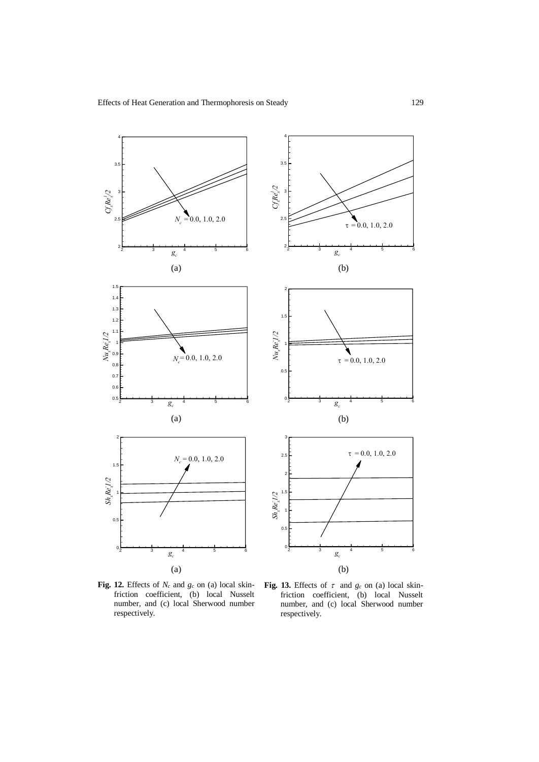**Fig. 12.** Effects of $N_c$ and $g_c$ on (a) local skin-friction coefficient, (b) local Nusselt number, and (c) local Sherwood number respectively.

**Fig. 13.** Effects of $\tau$ and $g_c$ on (a) local skin-friction coefficient, (b) local Nusselt number, and (c) local Sherwood number respectively.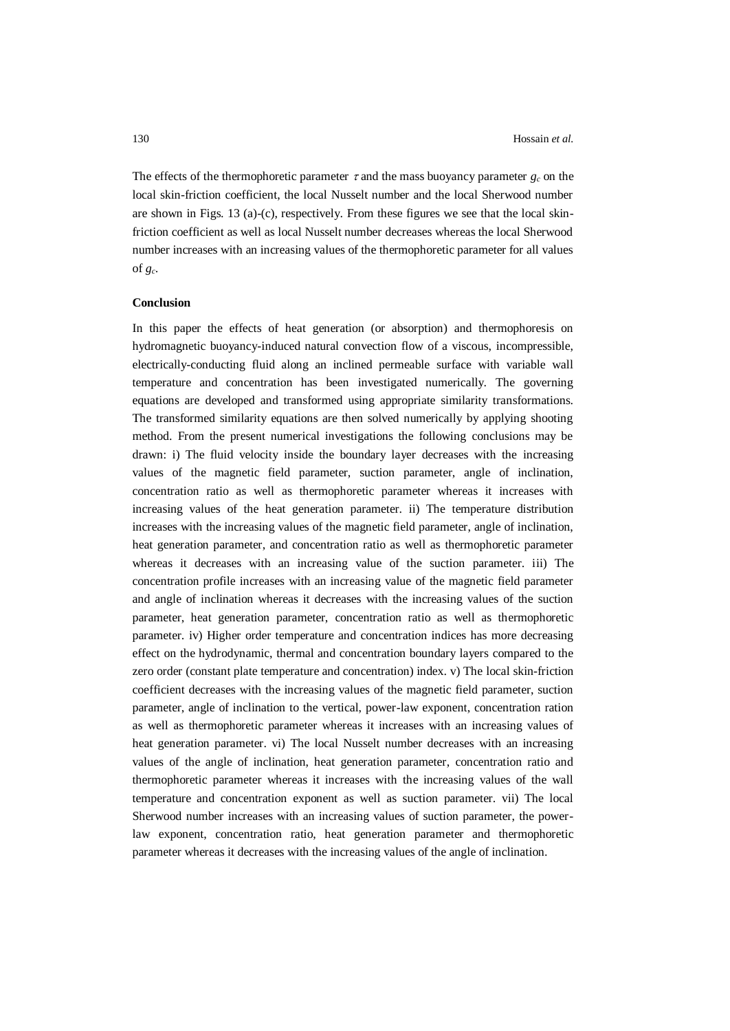The effects of the thermophoretic parameter $\tau$ and the mass buoyancy parameter $g_c$ on the local skin-friction coefficient, the local Nusselt number and the local Sherwood number are shown in Figs. 13 (a)-(c), respectively. From these figures we see that the local skin-friction coefficient as well as local Nusselt number decreases whereas the local Sherwood number increases with an increasing values of the thermophoretic parameter for all values of $g_c$.

**Conclusion**

In this paper the effects of heat generation (or absorption) and thermophoresis on hydromagnetic buoyancy-induced natural convection flow of a viscous, incompressible, electrically-conducting fluid along an inclined permeable surface with variable wall temperature and concentration has been investigated numerically. The governing equations are developed and transformed using appropriate similarity transformations. The transformed similarity equations are then solved numerically by applying shooting method. From the present numerical investigations the following conclusions may be drawn: i) The fluid velocity inside the boundary layer decreases with the increasing values of the magnetic field parameter, suction parameter, angle of inclination, concentration ratio as well as thermophoretic parameter whereas it increases with increasing values of the heat generation parameter. ii) The temperature distribution increases with the increasing values of the magnetic field parameter, angle of inclination, heat generation parameter, and concentration ratio as well as thermophoretic parameter whereas it decreases with an increasing value of the suction parameter. iii) The concentration profile increases with an increasing value of the magnetic field parameter and angle of inclination whereas it decreases with the increasing values of the suction parameter, heat generation parameter, concentration ratio as well as thermophoretic parameter. iv) Higher order temperature and concentration indices has more decreasing effect on the hydrodynamic, thermal and concentration boundary layers compared to the zero order (constant plate temperature and concentration) index. v) The local skin-friction coefficient decreases with the increasing values of the magnetic field parameter, suction parameter, angle of inclination to the vertical, power-law exponent, concentration ration as well as thermophoretic parameter whereas it increases with an increasing values of heat generation parameter. vi) The local Nusselt number decreases with an increasing values of the angle of inclination, heat generation parameter, concentration ratio and thermophoretic parameter whereas it increases with the increasing values of the wall temperature and concentration exponent as well as suction parameter. vii) The local Sherwood number increases with an increasing values of suction parameter, the power-law exponent, concentration ratio, heat generation parameter and thermophoretic parameter whereas it decreases with the increasing values of the angle of inclination.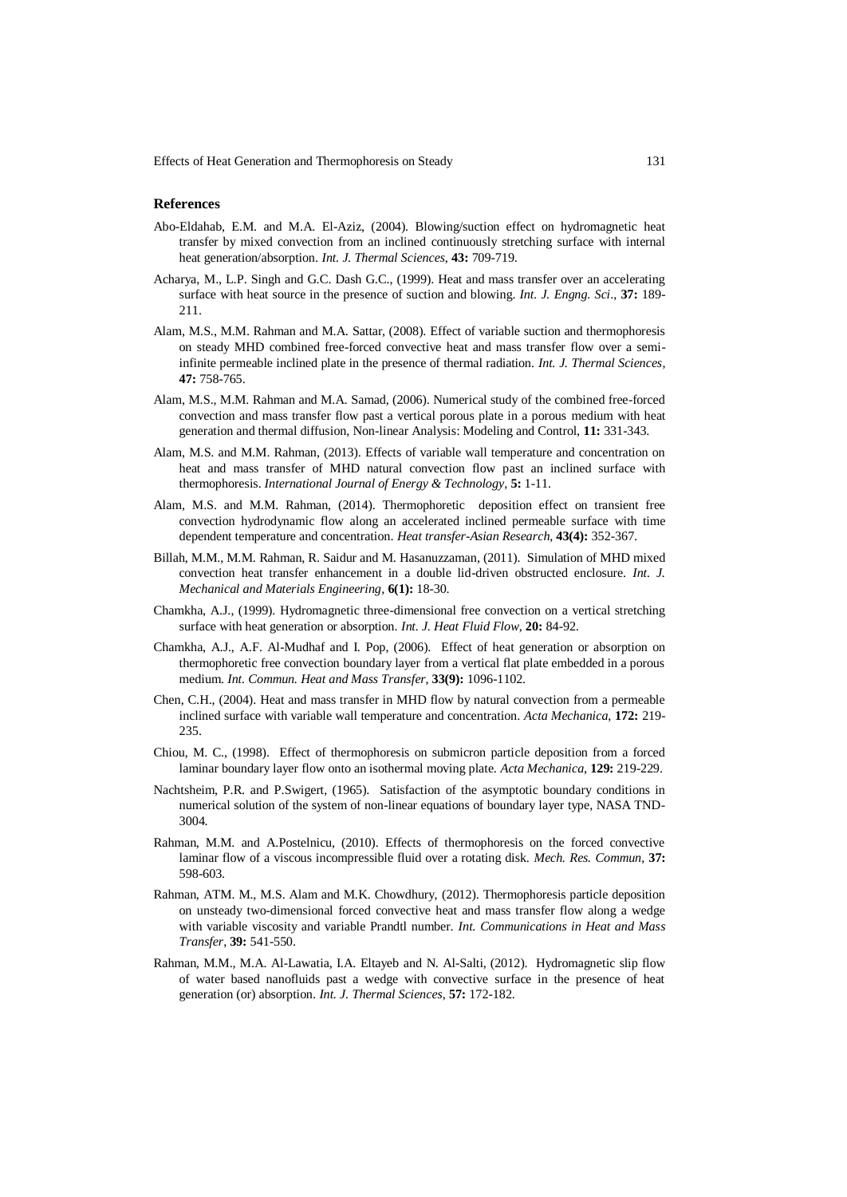## References

Abo-Eldahab, E.M. and M.A. El-Aziz, (2004). Blowing/suction effect on hydromagnetic heat transfer by mixed convection from an inclined continuously stretching surface with internal heat generation/absorption. *Int. J. Thermal Sciences*, **43:** 709-719.

Acharya, M., L.P. Singh and G.C. Dash G.C., (1999). Heat and mass transfer over an accelerating surface with heat source in the presence of suction and blowing. *Int. J. Engng. Sci*., **37:** 189-211.

Alam, M.S., M.M. Rahman and M.A. Sattar, (2008). Effect of variable suction and thermophoresis on steady MHD combined free-forced convective heat and mass transfer flow over a semi-infinite permeable inclined plate in the presence of thermal radiation. *Int. J. Thermal Sciences*, **47:** 758-765.

Alam, M.S., M.M. Rahman and M.A. Samad, (2006). Numerical study of the combined free-forced convection and mass transfer flow past a vertical porous plate in a porous medium with heat generation and thermal diffusion, Non-linear Analysis: Modeling and Control, **11:** 331-343.

Alam, M.S. and M.M. Rahman, (2013). Effects of variable wall temperature and concentration on heat and mass transfer of MHD natural convection flow past an inclined surface with thermophoresis. *International Journal of Energy & Technology*, **5:** 1-11.

Alam, M.S. and M.M. Rahman, (2014). Thermophoretic deposition effect on transient free convection hydrodynamic flow along an accelerated inclined permeable surface with time dependent temperature and concentration. *Heat transfer-Asian Research*, **43(4):** 352-367.

Billah, M.M., M.M. Rahman, R. Saidur and M. Hasanuzzaman, (2011). Simulation of MHD mixed convection heat transfer enhancement in a double lid-driven obstructed enclosure. *Int. J. Mechanical and Materials Engineering*, **6(1):** 18-30.

Chamkha, A.J., (1999). Hydromagnetic three-dimensional free convection on a vertical stretching surface with heat generation or absorption. *Int. J. Heat Fluid Flow*, **20:** 84-92.

Chamkha, A.J., A.F. Al-Mudhaf and I. Pop, (2006). Effect of heat generation or absorption on thermophoretic free convection boundary layer from a vertical flat plate embedded in a porous medium. *Int. Commun. Heat and Mass Transfer*, **33(9):** 1096-1102.

Chen, C.H., (2004). Heat and mass transfer in MHD flow by natural convection from a permeable inclined surface with variable wall temperature and concentration. *Acta Mechanica*, **172:** 219-235.

Chiou, M. C., (1998). Effect of thermophoresis on submicron particle deposition from a forced laminar boundary layer flow onto an isothermal moving plate. *Acta Mechanica*, **129:** 219-229.

Nachtsheim, P.R. and P.Swigert, (1965). Satisfaction of the asymptotic boundary conditions in numerical solution of the system of non-linear equations of boundary layer type, NASA TND-3004.

Rahman, M.M. and A.Postelnicu, (2010). Effects of thermophoresis on the forced convective laminar flow of a viscous incompressible fluid over a rotating disk. *Mech. Res. Commun*, **37:** 598-603.

Rahman, ATM. M., M.S. Alam and M.K. Chowdhury, (2012). Thermophoresis particle deposition on unsteady two-dimensional forced convective heat and mass transfer flow along a wedge with variable viscosity and variable Prandtl number. *Int. Communications in Heat and Mass Transfer*, **39:** 541-550.

Rahman, M.M., M.A. Al-Lawatia, I.A. Eltayeb and N. Al-Salti, (2012). Hydromagnetic slip flow of water based nanofluids past a wedge with convective surface in the presence of heat generation (or) absorption. *Int. J. Thermal Sciences*, **57:** 172-182.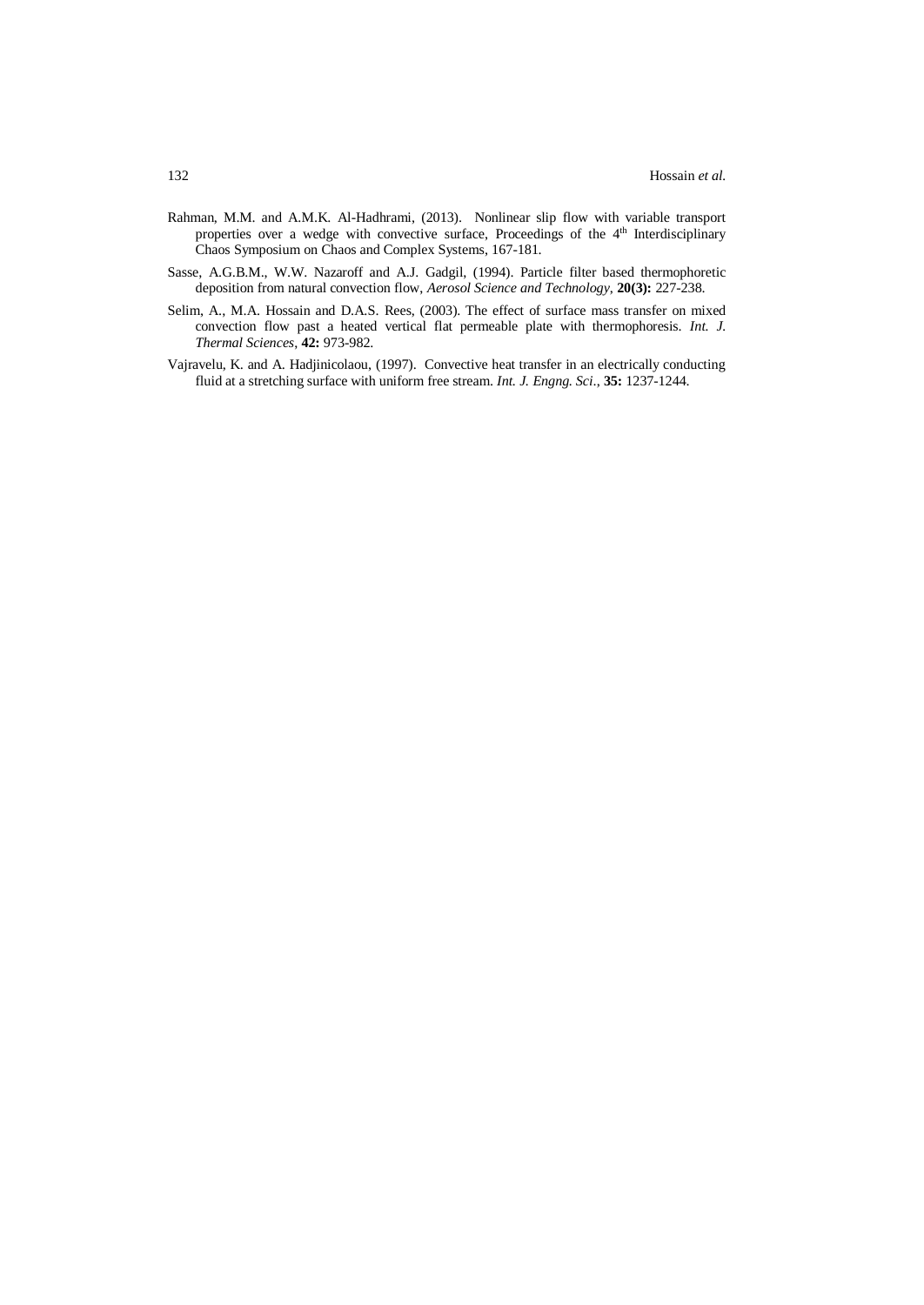Rahman, M.M. and A.M.K. Al-Hadhrami, (2013). Nonlinear slip flow with variable transport properties over a wedge with convective surface, Proceedings of the 4th Interdisciplinary Chaos Symposium on Chaos and Complex Systems, 167-181.

Sasse, A.G.B.M., W.W. Nazaroff and A.J. Gadgil, (1994). Particle filter based thermophoretic deposition from natural convection flow, *Aerosol Science and Technology*, **20(3):** 227-238.

Selim, A., M.A. Hossain and D.A.S. Rees, (2003). The effect of surface mass transfer on mixed convection flow past a heated vertical flat permeable plate with thermophoresis. *Int. J. Thermal Sciences*, **42:** 973-982.

Vajravelu, K. and A. Hadjinicolaou, (1997). Convective heat transfer in an electrically conducting fluid at a stretching surface with uniform free stream. *Int. J. Engng. Sci.*, **35:** 1237-1244.